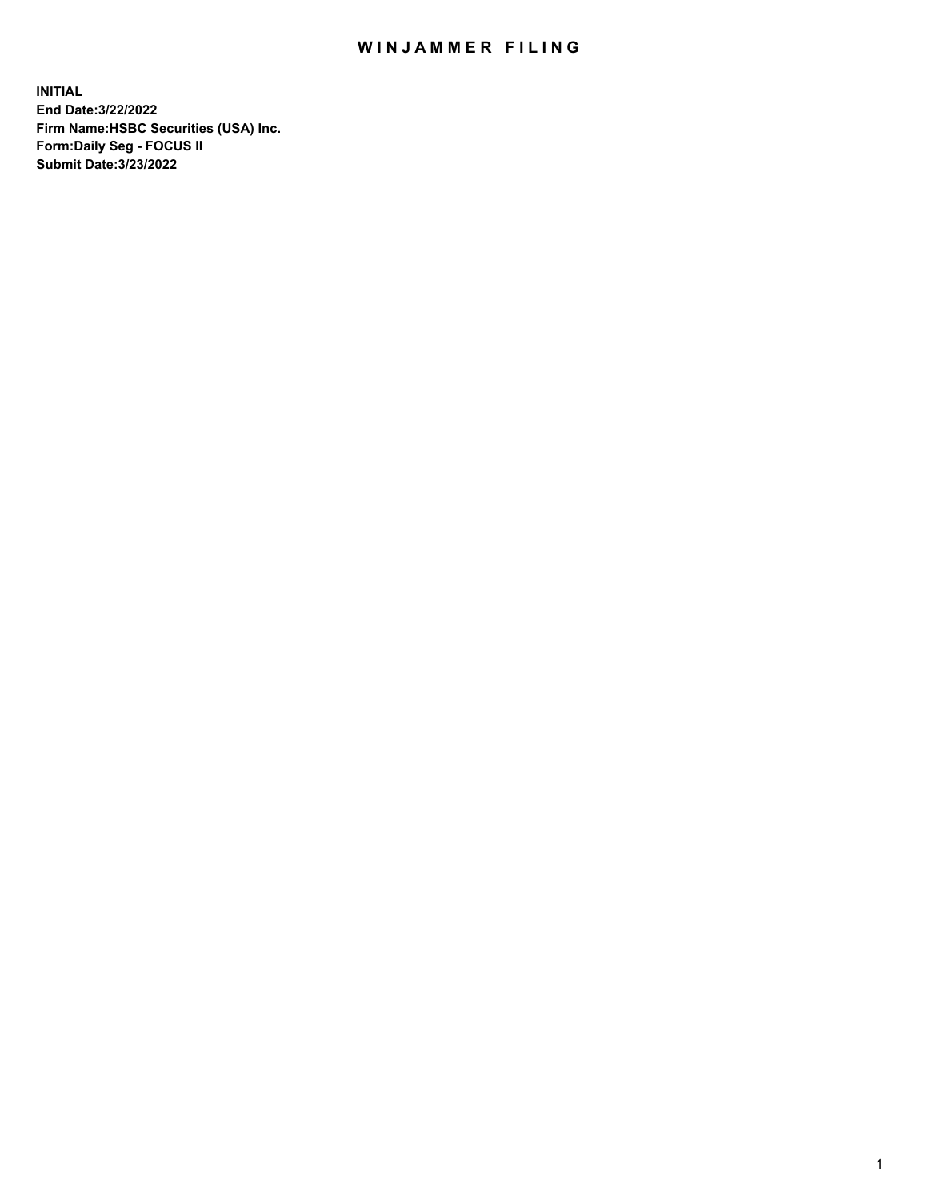# WINJAMMER FILING

**INITIAL**
**End Date:3/22/2022**
**Firm Name:HSBC Securities (USA) Inc.**
**Form:Daily Seg - FOCUS II**
**Submit Date:3/23/2022**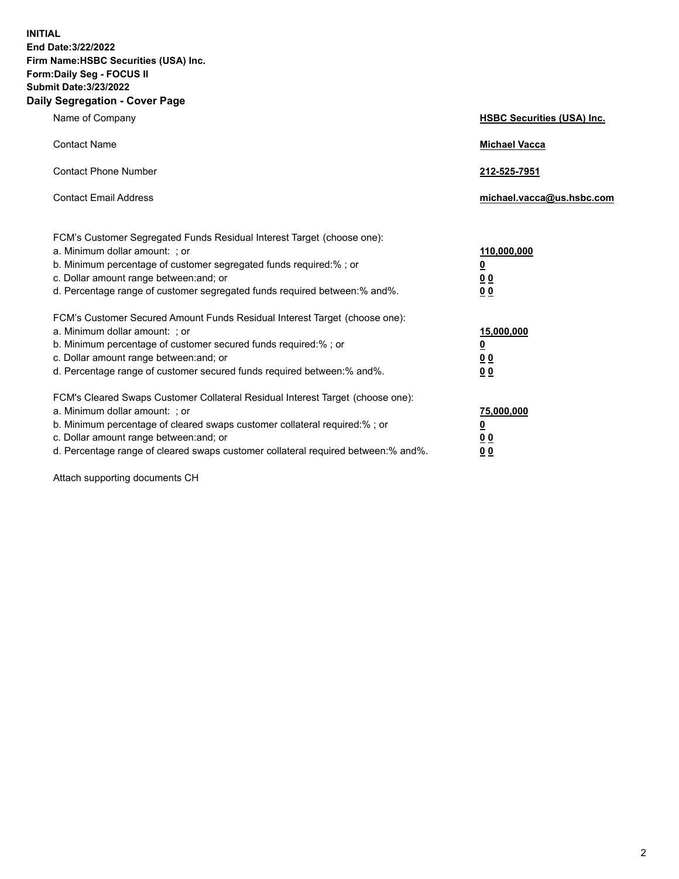**INITIAL**
**End Date:3/22/2022**
**Firm Name:HSBC Securities (USA) Inc.**
**Form:Daily Seg - FOCUS II**
**Submit Date:3/23/2022**

## Daily Segregation - Cover Page

| | |
|---|---|
| Name of Company | **HSBC Securities (USA) Inc.** |
| Contact Name | **Michael Vacca** |
| Contact Phone Number | **212-525-7951** |
| Contact Email Address | **michael.vacca@us.hsbc.com** |

| | |
|---|---|
| FCM's Customer Segregated Funds Residual Interest Target (choose one): | |
| a. Minimum dollar amount: ; or | **110,000,000** |
| b. Minimum percentage of customer segregated funds required:% ; or | **0** |
| c. Dollar amount range between:and; or | **0 0** |
| d. Percentage range of customer segregated funds required between:% and%. | **0 0** |

| | |
|---|---|
| FCM's Customer Secured Amount Funds Residual Interest Target (choose one): | |
| a. Minimum dollar amount: ; or | **15,000,000** |
| b. Minimum percentage of customer secured funds required:% ; or | **0** |
| c. Dollar amount range between:and; or | **0 0** |
| d. Percentage range of customer secured funds required between:% and%. | **0 0** |

| | |
|---|---|
| FCM's Cleared Swaps Customer Collateral Residual Interest Target (choose one): | |
| a. Minimum dollar amount: ; or | **75,000,000** |
| b. Minimum percentage of cleared swaps customer collateral required:% ; or | **0** |
| c. Dollar amount range between:and; or | **0 0** |
| d. Percentage range of cleared swaps customer collateral required between:% and%. | **0 0** |

Attach supporting documents CH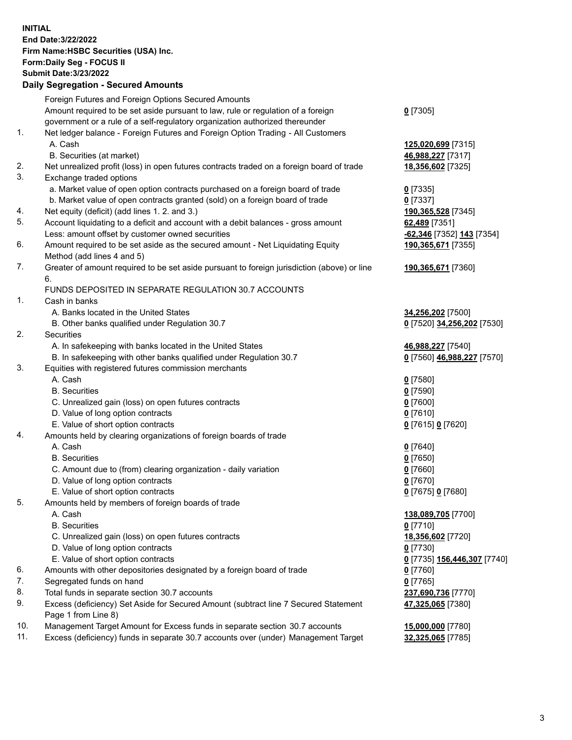**INITIAL**
**End Date:3/22/2022**
**Firm Name:HSBC Securities (USA) Inc.**
**Form:Daily Seg - FOCUS II**
**Submit Date:3/23/2022**

## Daily Segregation - Secured Amounts

| | | |
|---|---|---|
| | Foreign Futures and Foreign Options Secured Amounts | |
| | Amount required to be set aside pursuant to law, rule or regulation of a foreign government or a rule of a self-regulatory organization authorized thereunder | **0** [7305] |
| 1. | Net ledger balance - Foreign Futures and Foreign Option Trading - All Customers | |
| | A. Cash | **125,020,699** [7315] |
| | B. Securities (at market) | **46,988,227** [7317] |
| 2. | Net unrealized profit (loss) in open futures contracts traded on a foreign board of trade | **18,356,602** [7325] |
| 3. | Exchange traded options | |
| | a. Market value of open option contracts purchased on a foreign board of trade | **0** [7335] |
| | b. Market value of open contracts granted (sold) on a foreign board of trade | **0** [7337] |
| 4. | Net equity (deficit) (add lines 1. 2. and 3.) | **190,365,528** [7345] |
| 5. | Account liquidating to a deficit and account with a debit balances - gross amount | **62,489** [7351] |
| | Less: amount offset by customer owned securities | **-62,346** [7352] **143** [7354] |
| 6. | Amount required to be set aside as the secured amount - Net Liquidating Equity Method (add lines 4 and 5) | **190,365,671** [7355] |
| 7. | Greater of amount required to be set aside pursuant to foreign jurisdiction (above) or line 6. | **190,365,671** [7360] |
| | FUNDS DEPOSITED IN SEPARATE REGULATION 30.7 ACCOUNTS | |
| 1. | Cash in banks | |
| | A. Banks located in the United States | **34,256,202** [7500] |
| | B. Other banks qualified under Regulation 30.7 | **0** [7520] **34,256,202** [7530] |
| 2. | Securities | |
| | A. In safekeeping with banks located in the United States | **46,988,227** [7540] |
| | B. In safekeeping with other banks qualified under Regulation 30.7 | **0** [7560] **46,988,227** [7570] |
| 3. | Equities with registered futures commission merchants | |
| | A. Cash | **0** [7580] |
| | B. Securities | **0** [7590] |
| | C. Unrealized gain (loss) on open futures contracts | **0** [7600] |
| | D. Value of long option contracts | **0** [7610] |
| | E. Value of short option contracts | **0** [7615] **0** [7620] |
| 4. | Amounts held by clearing organizations of foreign boards of trade | |
| | A. Cash | **0** [7640] |
| | B. Securities | **0** [7650] |
| | C. Amount due to (from) clearing organization - daily variation | **0** [7660] |
| | D. Value of long option contracts | **0** [7670] |
| | E. Value of short option contracts | **0** [7675] **0** [7680] |
| 5. | Amounts held by members of foreign boards of trade | |
| | A. Cash | **138,089,705** [7700] |
| | B. Securities | **0** [7710] |
| | C. Unrealized gain (loss) on open futures contracts | **18,356,602** [7720] |
| | D. Value of long option contracts | **0** [7730] |
| | E. Value of short option contracts | **0** [7735] **156,446,307** [7740] |
| 6. | Amounts with other depositories designated by a foreign board of trade | **0** [7760] |
| 7. | Segregated funds on hand | **0** [7765] |
| 8. | Total funds in separate section 30.7 accounts | **237,690,736** [7770] |
| 9. | Excess (deficiency) Set Aside for Secured Amount (subtract line 7 Secured Statement Page 1 from Line 8) | **47,325,065** [7380] |
| 10. | Management Target Amount for Excess funds in separate section 30.7 accounts | **15,000,000** [7780] |
| 11. | Excess (deficiency) funds in separate 30.7 accounts over (under) Management Target | **32,325,065** [7785] |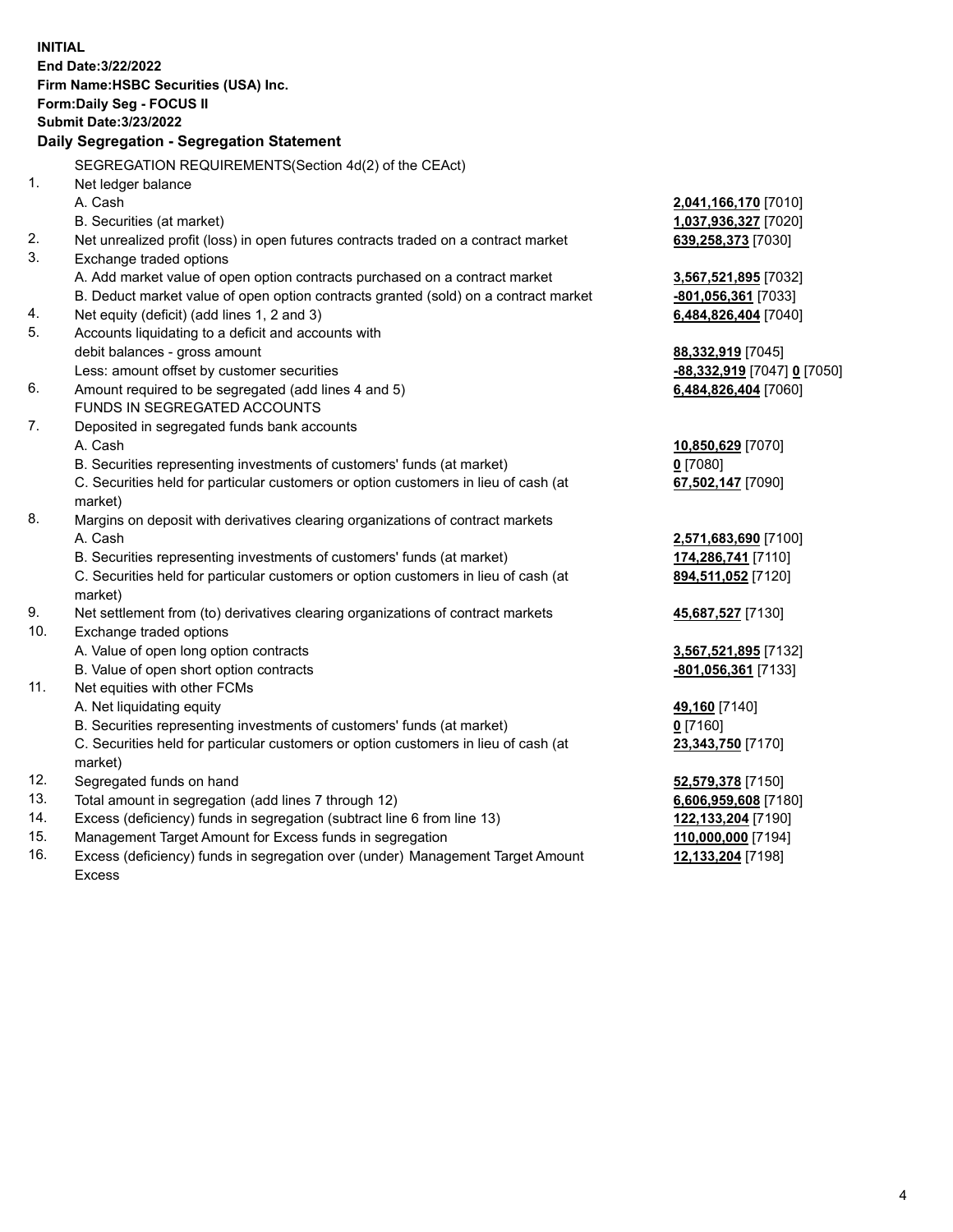**INITIAL**
**End Date:3/22/2022**
**Firm Name:HSBC Securities (USA) Inc.**
**Form:Daily Seg - FOCUS II**
**Submit Date:3/23/2022**

## Daily Segregation - Segregation Statement

SEGREGATION REQUIREMENTS(Section 4d(2) of the CEAct)

| | | |
|---|---|---|
| 1. | Net ledger balance | |
| | A. Cash | **2,041,166,170** [7010] |
| | B. Securities (at market) | **1,037,936,327** [7020] |
| 2. | Net unrealized profit (loss) in open futures contracts traded on a contract market | **639,258,373** [7030] |
| 3. | Exchange traded options | |
| | A. Add market value of open option contracts purchased on a contract market | **3,567,521,895** [7032] |
| | B. Deduct market value of open option contracts granted (sold) on a contract market | **-801,056,361** [7033] |
| 4. | Net equity (deficit) (add lines 1, 2 and 3) | **6,484,826,404** [7040] |
| 5. | Accounts liquidating to a deficit and accounts with debit balances - gross amount | **88,332,919** [7045] |
| | Less: amount offset by customer securities | **-88,332,919** [7047] **0** [7050] |
| 6. | Amount required to be segregated (add lines 4 and 5) | **6,484,826,404** [7060] |
| | FUNDS IN SEGREGATED ACCOUNTS | |
| 7. | Deposited in segregated funds bank accounts | |
| | A. Cash | **10,850,629** [7070] |
| | B. Securities representing investments of customers' funds (at market) | **0** [7080] |
| | C. Securities held for particular customers or option customers in lieu of cash (at market) | **67,502,147** [7090] |
| 8. | Margins on deposit with derivatives clearing organizations of contract markets | |
| | A. Cash | **2,571,683,690** [7100] |
| | B. Securities representing investments of customers' funds (at market) | **174,286,741** [7110] |
| | C. Securities held for particular customers or option customers in lieu of cash (at market) | **894,511,052** [7120] |
| 9. | Net settlement from (to) derivatives clearing organizations of contract markets | **45,687,527** [7130] |
| 10. | Exchange traded options | |
| | A. Value of open long option contracts | **3,567,521,895** [7132] |
| | B. Value of open short option contracts | **-801,056,361** [7133] |
| 11. | Net equities with other FCMs | |
| | A. Net liquidating equity | **49,160** [7140] |
| | B. Securities representing investments of customers' funds (at market) | **0** [7160] |
| | C. Securities held for particular customers or option customers in lieu of cash (at market) | **23,343,750** [7170] |
| 12. | Segregated funds on hand | **52,579,378** [7150] |
| 13. | Total amount in segregation (add lines 7 through 12) | **6,606,959,608** [7180] |
| 14. | Excess (deficiency) funds in segregation (subtract line 6 from line 13) | **122,133,204** [7190] |
| 15. | Management Target Amount for Excess funds in segregation | **110,000,000** [7194] |
| 16. | Excess (deficiency) funds in segregation over (under) Management Target Amount Excess | **12,133,204** [7198] |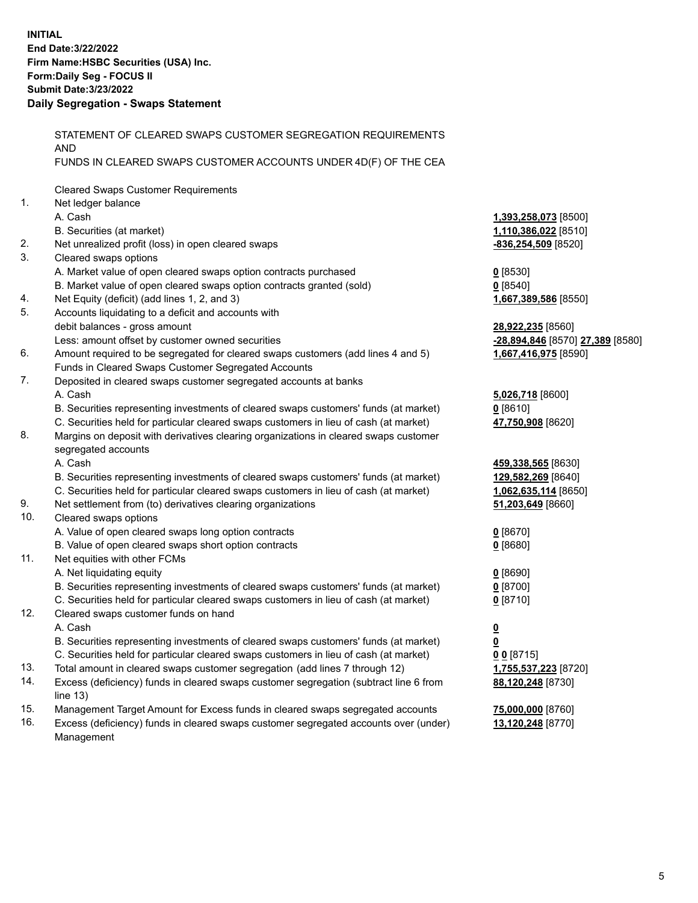**INITIAL**
**End Date:3/22/2022**
**Firm Name:HSBC Securities (USA) Inc.**
**Form:Daily Seg - FOCUS II**
**Submit Date:3/23/2022**
**Daily Segregation - Swaps Statement**

STATEMENT OF CLEARED SWAPS CUSTOMER SEGREGATION REQUIREMENTS AND
FUNDS IN CLEARED SWAPS CUSTOMER ACCOUNTS UNDER 4D(F) OF THE CEA

| | | |
|---|---|---|
| | Cleared Swaps Customer Requirements | |
| 1. | Net ledger balance | |
| | A. Cash | **1,393,258,073** [8500] |
| | B. Securities (at market) | **1,110,386,022** [8510] |
| 2. | Net unrealized profit (loss) in open cleared swaps | **-836,254,509** [8520] |
| 3. | Cleared swaps options | |
| | A. Market value of open cleared swaps option contracts purchased | **0** [8530] |
| | B. Market value of open cleared swaps option contracts granted (sold) | **0** [8540] |
| 4. | Net Equity (deficit) (add lines 1, 2, and 3) | **1,667,389,586** [8550] |
| 5. | Accounts liquidating to a deficit and accounts with debit balances - gross amount | **28,922,235** [8560] |
| | Less: amount offset by customer owned securities | **-28,894,846** [8570] **27,389** [8580] |
| 6. | Amount required to be segregated for cleared swaps customers (add lines 4 and 5) | **1,667,416,975** [8590] |
| | Funds in Cleared Swaps Customer Segregated Accounts | |
| 7. | Deposited in cleared swaps customer segregated accounts at banks | |
| | A. Cash | **5,026,718** [8600] |
| | B. Securities representing investments of cleared swaps customers' funds (at market) | **0** [8610] |
| | C. Securities held for particular cleared swaps customers in lieu of cash (at market) | **47,750,908** [8620] |
| 8. | Margins on deposit with derivatives clearing organizations in cleared swaps customer segregated accounts | |
| | A. Cash | **459,338,565** [8630] |
| | B. Securities representing investments of cleared swaps customers' funds (at market) | **129,582,269** [8640] |
| | C. Securities held for particular cleared swaps customers in lieu of cash (at market) | **1,062,635,114** [8650] |
| 9. | Net settlement from (to) derivatives clearing organizations | **51,203,649** [8660] |
| 10. | Cleared swaps options | |
| | A. Value of open cleared swaps long option contracts | **0** [8670] |
| | B. Value of open cleared swaps short option contracts | **0** [8680] |
| 11. | Net equities with other FCMs | |
| | A. Net liquidating equity | **0** [8690] |
| | B. Securities representing investments of cleared swaps customers' funds (at market) | **0** [8700] |
| | C. Securities held for particular cleared swaps customers in lieu of cash (at market) | **0** [8710] |
| 12. | Cleared swaps customer funds on hand | |
| | A. Cash | **0** |
| | B. Securities representing investments of cleared swaps customers' funds (at market) | **0** |
| | C. Securities held for particular cleared swaps customers in lieu of cash (at market) | **0** **0** [8715] |
| 13. | Total amount in cleared swaps customer segregation (add lines 7 through 12) | **1,755,537,223** [8720] |
| 14. | Excess (deficiency) funds in cleared swaps customer segregation (subtract line 6 from line 13) | **88,120,248** [8730] |
| 15. | Management Target Amount for Excess funds in cleared swaps segregated accounts | **75,000,000** [8760] |
| 16. | Excess (deficiency) funds in cleared swaps customer segregated accounts over (under) Management | **13,120,248** [8770] |